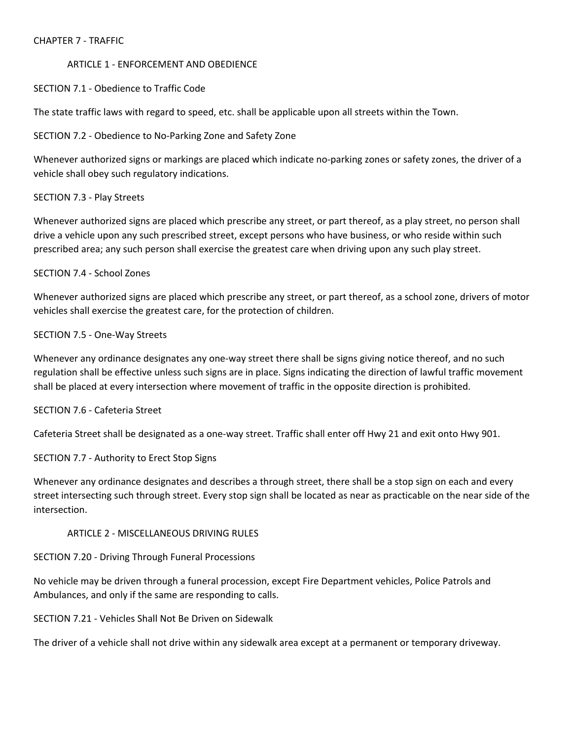# CHAPTER 7 - TRAFFIC

## ARTICLE 1 - ENFORCEMENT AND OBEDIENCE

### SECTION 7.1 - Obedience to Traffic Code

The state traffic laws with regard to speed, etc. shall be applicable upon all streets within the Town.

### SECTION 7.2 - Obedience to No-Parking Zone and Safety Zone

Whenever authorized signs or markings are placed which indicate no-parking zones or safety zones, the driver of a vehicle shall obey such regulatory indications.

### SECTION 7.3 - Play Streets

Whenever authorized signs are placed which prescribe any street, or part thereof, as a play street, no person shall drive a vehicle upon any such prescribed street, except persons who have business, or who reside within such prescribed area; any such person shall exercise the greatest care when driving upon any such play street.

### SECTION 7.4 - School Zones

Whenever authorized signs are placed which prescribe any street, or part thereof, as a school zone, drivers of motor vehicles shall exercise the greatest care, for the protection of children.

### SECTION 7.5 - One-Way Streets

Whenever any ordinance designates any one-way street there shall be signs giving notice thereof, and no such regulation shall be effective unless such signs are in place. Signs indicating the direction of lawful traffic movement shall be placed at every intersection where movement of traffic in the opposite direction is prohibited.

### SECTION 7.6 - Cafeteria Street

Cafeteria Street shall be designated as a one-way street. Traffic shall enter off Hwy 21 and exit onto Hwy 901.

### SECTION 7.7 - Authority to Erect Stop Signs

Whenever any ordinance designates and describes a through street, there shall be a stop sign on each and every street intersecting such through street. Every stop sign shall be located as near as practicable on the near side of the intersection.

## ARTICLE 2 - MISCELLANEOUS DRIVING RULES

### SECTION 7.20 - Driving Through Funeral Processions

No vehicle may be driven through a funeral procession, except Fire Department vehicles, Police Patrols and Ambulances, and only if the same are responding to calls.

### SECTION 7.21 - Vehicles Shall Not Be Driven on Sidewalk

The driver of a vehicle shall not drive within any sidewalk area except at a permanent or temporary driveway.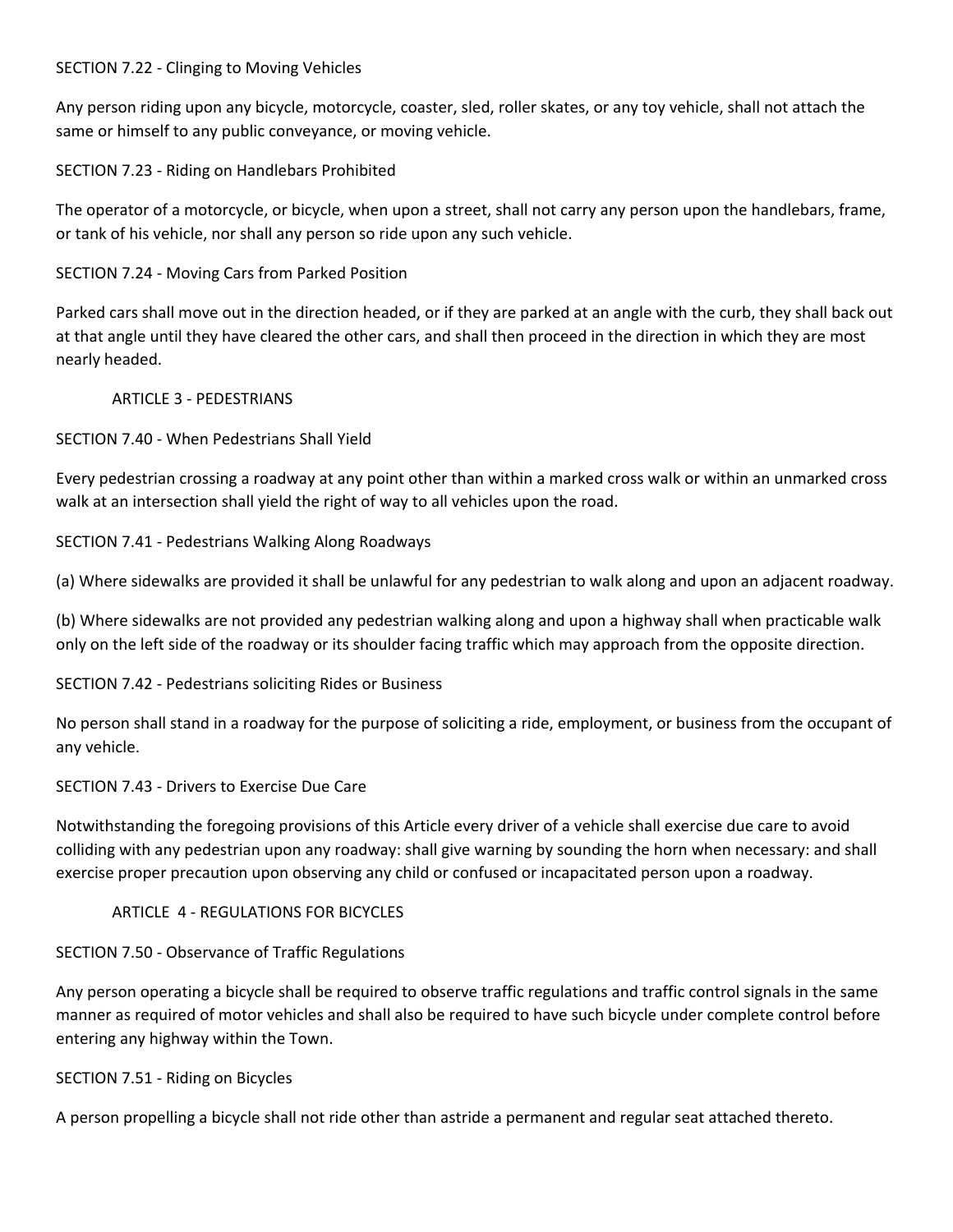SECTION 7.22 - Clinging to Moving Vehicles

Any person riding upon any bicycle, motorcycle, coaster, sled, roller skates, or any toy vehicle, shall not attach the same or himself to any public conveyance, or moving vehicle.

SECTION 7.23 - Riding on Handlebars Prohibited

The operator of a motorcycle, or bicycle, when upon a street, shall not carry any person upon the handlebars, frame, or tank of his vehicle, nor shall any person so ride upon any such vehicle.

SECTION 7.24 - Moving Cars from Parked Position

Parked cars shall move out in the direction headed, or if they are parked at an angle with the curb, they shall back out at that angle until they have cleared the other cars, and shall then proceed in the direction in which they are most nearly headed.

## ARTICLE 3 - PEDESTRIANS

SECTION 7.40 - When Pedestrians Shall Yield

Every pedestrian crossing a roadway at any point other than within a marked cross walk or within an unmarked cross walk at an intersection shall yield the right of way to all vehicles upon the road.

SECTION 7.41 - Pedestrians Walking Along Roadways

(a) Where sidewalks are provided it shall be unlawful for any pedestrian to walk along and upon an adjacent roadway.

(b) Where sidewalks are not provided any pedestrian walking along and upon a highway shall when practicable walk only on the left side of the roadway or its shoulder facing traffic which may approach from the opposite direction.

SECTION 7.42 - Pedestrians soliciting Rides or Business

No person shall stand in a roadway for the purpose of soliciting a ride, employment, or business from the occupant of any vehicle.

SECTION 7.43 - Drivers to Exercise Due Care

Notwithstanding the foregoing provisions of this Article every driver of a vehicle shall exercise due care to avoid colliding with any pedestrian upon any roadway: shall give warning by sounding the horn when necessary: and shall exercise proper precaution upon observing any child or confused or incapacitated person upon a roadway.

## ARTICLE 4 - REGULATIONS FOR BICYCLES

SECTION 7.50 - Observance of Traffic Regulations

Any person operating a bicycle shall be required to observe traffic regulations and traffic control signals in the same manner as required of motor vehicles and shall also be required to have such bicycle under complete control before entering any highway within the Town.

SECTION 7.51 - Riding on Bicycles

A person propelling a bicycle shall not ride other than astride a permanent and regular seat attached thereto.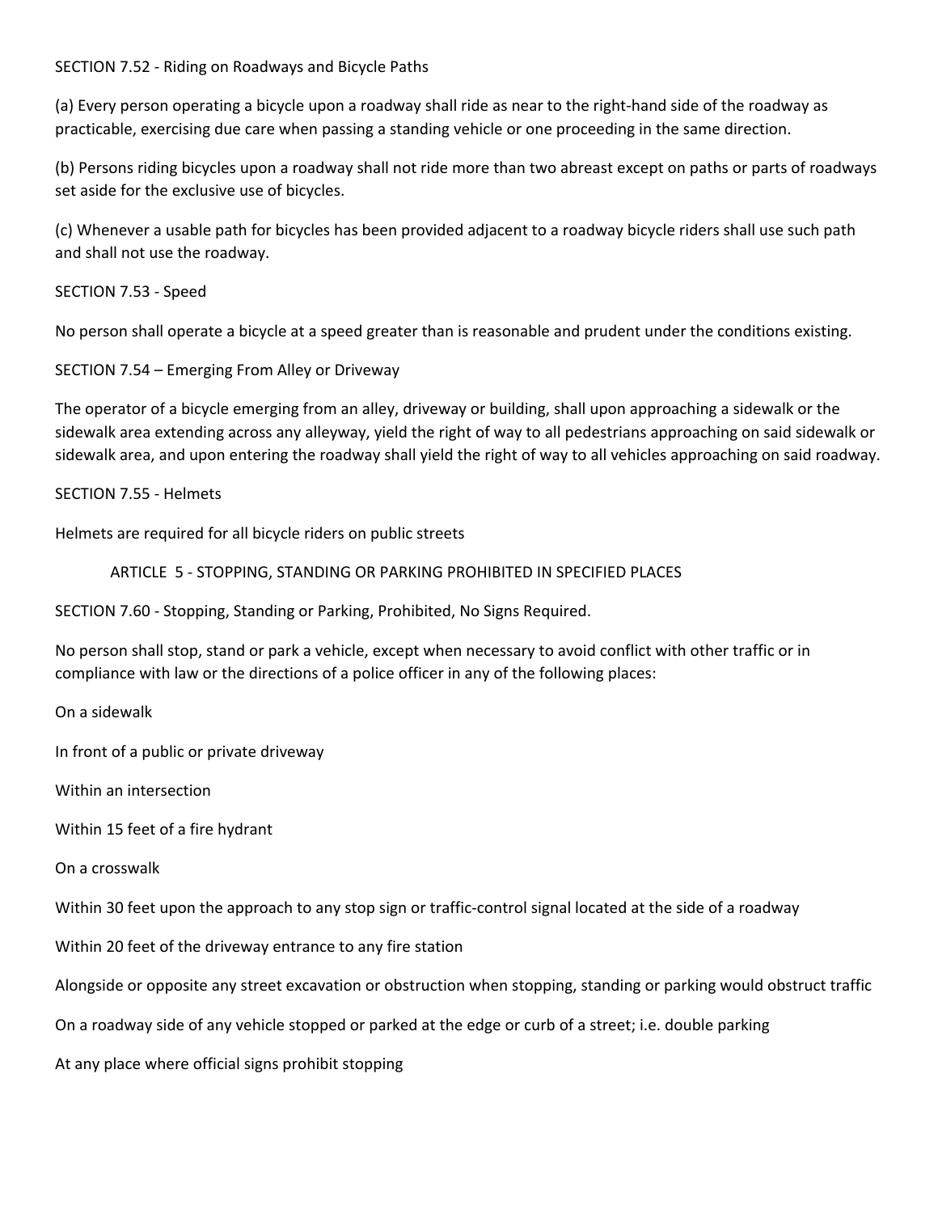SECTION 7.52 - Riding on Roadways and Bicycle Paths

(a) Every person operating a bicycle upon a roadway shall ride as near to the right-hand side of the roadway as practicable, exercising due care when passing a standing vehicle or one proceeding in the same direction.

(b) Persons riding bicycles upon a roadway shall not ride more than two abreast except on paths or parts of roadways set aside for the exclusive use of bicycles.

(c) Whenever a usable path for bicycles has been provided adjacent to a roadway bicycle riders shall use such path and shall not use the roadway.

SECTION 7.53 - Speed

No person shall operate a bicycle at a speed greater than is reasonable and prudent under the conditions existing.

SECTION 7.54 – Emerging From Alley or Driveway

The operator of a bicycle emerging from an alley, driveway or building, shall upon approaching a sidewalk or the sidewalk area extending across any alleyway, yield the right of way to all pedestrians approaching on said sidewalk or sidewalk area, and upon entering the roadway shall yield the right of way to all vehicles approaching on said roadway.

SECTION 7.55 - Helmets

Helmets are required for all bicycle riders on public streets

## ARTICLE 5 - STOPPING, STANDING OR PARKING PROHIBITED IN SPECIFIED PLACES

SECTION 7.60 - Stopping, Standing or Parking, Prohibited, No Signs Required.

No person shall stop, stand or park a vehicle, except when necessary to avoid conflict with other traffic or in compliance with law or the directions of a police officer in any of the following places:

On a sidewalk

In front of a public or private driveway

Within an intersection

Within 15 feet of a fire hydrant

On a crosswalk

Within 30 feet upon the approach to any stop sign or traffic-control signal located at the side of a roadway

Within 20 feet of the driveway entrance to any fire station

Alongside or opposite any street excavation or obstruction when stopping, standing or parking would obstruct traffic

On a roadway side of any vehicle stopped or parked at the edge or curb of a street; i.e. double parking

At any place where official signs prohibit stopping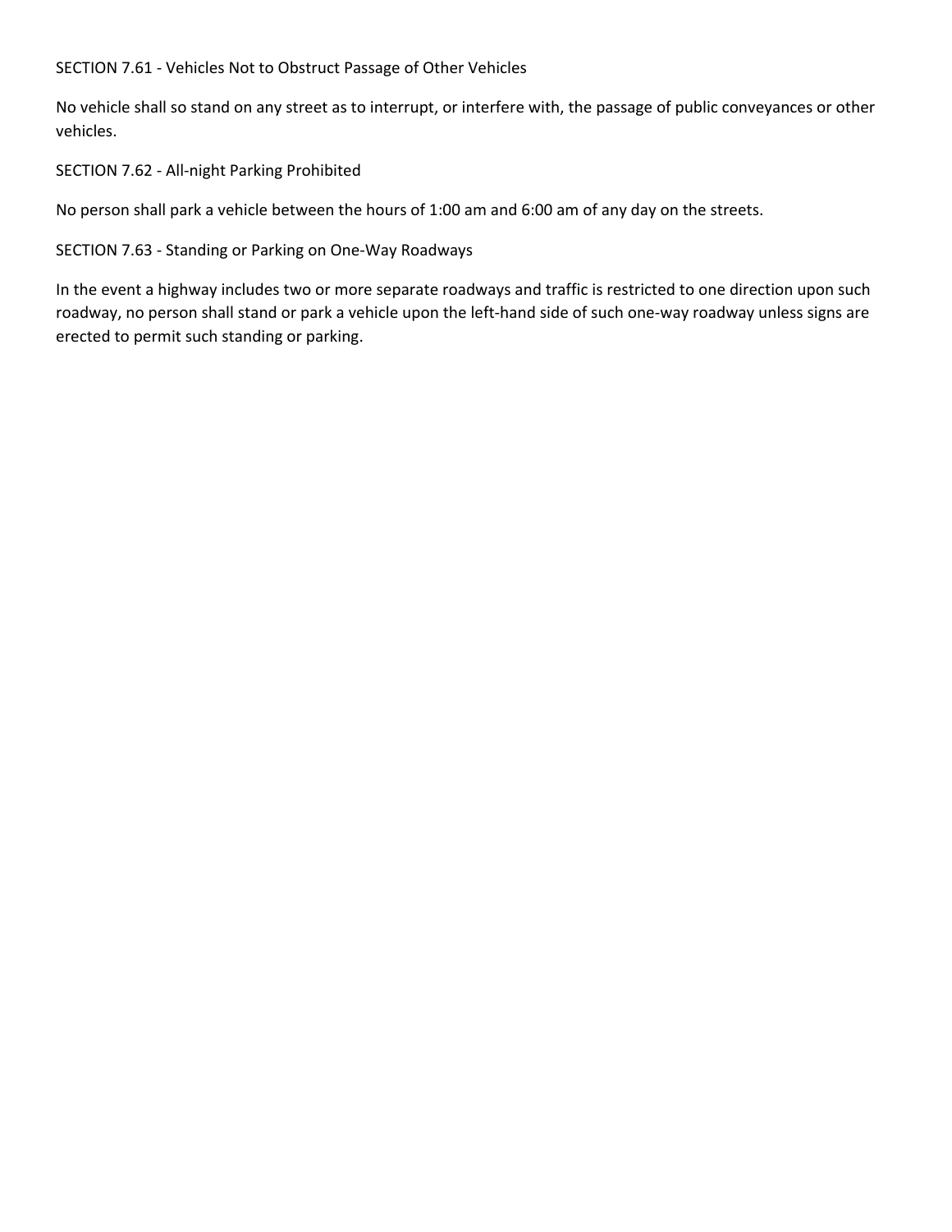SECTION 7.61 - Vehicles Not to Obstruct Passage of Other Vehicles

No vehicle shall so stand on any street as to interrupt, or interfere with, the passage of public conveyances or other vehicles.

SECTION 7.62 - All-night Parking Prohibited

No person shall park a vehicle between the hours of 1:00 am and 6:00 am of any day on the streets.

SECTION 7.63 - Standing or Parking on One-Way Roadways

In the event a highway includes two or more separate roadways and traffic is restricted to one direction upon such roadway, no person shall stand or park a vehicle upon the left-hand side of such one-way roadway unless signs are erected to permit such standing or parking.